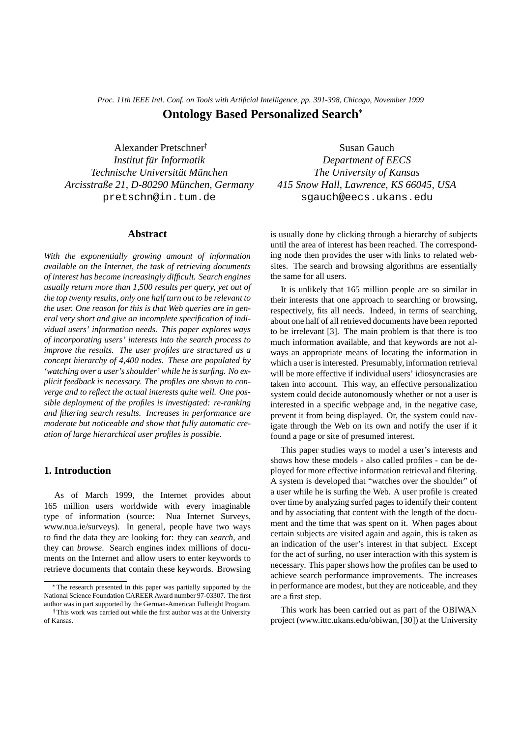Proc. 11th IEEE Intl. Conf. on Tools with Artificial Intelligence, pp. 391-398, Chicago, November 1999

# Ontology Based Personalized Search*

Alexander Pretschner†
*Institut für Informatik*
*Technische Universität München*
*Arcisstraße 21, D-80290 München, Germany*
pretschn@in.tum.de

Susan Gauch
*Department of EECS*
*The University of Kansas*
*415 Snow Hall, Lawrence, KS 66045, USA*
sgauch@eecs.ukans.edu

## Abstract

*With the exponentially growing amount of information available on the Internet, the task of retrieving documents of interest has become increasingly difficult. Search engines usually return more than 1,500 results per query, yet out of the top twenty results, only one half turn out to be relevant to the user. One reason for this is that Web queries are in general very short and give an incomplete specification of individual users' information needs. This paper explores ways of incorporating users' interests into the search process to improve the results. The user profiles are structured as a concept hierarchy of 4,400 nodes. These are populated by 'watching over a user's shoulder' while he is surfing. No explicit feedback is necessary. The profiles are shown to converge and to reflect the actual interests quite well. One possible deployment of the profiles is investigated: re-ranking and filtering search results. Increases in performance are moderate but noticeable and show that fully automatic creation of large hierarchical user profiles is possible.*

## 1. Introduction

As of March 1999, the Internet provides about 165 million users worldwide with every imaginable type of information (source: Nua Internet Surveys, www.nua.ie/surveys). In general, people have two ways to find the data they are looking for: they can *search*, and they can *browse*. Search engines index millions of documents on the Internet and allow users to enter keywords to retrieve documents that contain these keywords. Browsing is usually done by clicking through a hierarchy of subjects until the area of interest has been reached. The corresponding node then provides the user with links to related websites. The search and browsing algorithms are essentially the same for all users.

It is unlikely that 165 million people are so similar in their interests that one approach to searching or browsing, respectively, fits all needs. Indeed, in terms of searching, about one half of all retrieved documents have been reported to be irrelevant [3]. The main problem is that there is too much information available, and that keywords are not always an appropriate means of locating the information in which a user is interested. Presumably, information retrieval will be more effective if individual users' idiosyncrasies are taken into account. This way, an effective personalization system could decide autonomously whether or not a user is interested in a specific webpage and, in the negative case, prevent it from being displayed. Or, the system could navigate through the Web on its own and notify the user if it found a page or site of presumed interest.

This paper studies ways to model a user's interests and shows how these models - also called profiles - can be deployed for more effective information retrieval and filtering. A system is developed that "watches over the shoulder" of a user while he is surfing the Web. A user profile is created over time by analyzing surfed pages to identify their content and by associating that content with the length of the document and the time that was spent on it. When pages about certain subjects are visited again and again, this is taken as an indication of the user's interest in that subject. Except for the act of surfing, no user interaction with this system is necessary. This paper shows how the profiles can be used to achieve search performance improvements. The increases in performance are modest, but they are noticeable, and they are a first step.

This work has been carried out as part of the OBIWAN project (www.ittc.ukans.edu/obiwan, [30]) at the University

*The research presented in this paper was partially supported by the National Science Foundation CAREER Award number 97-03307. The first author was in part supported by the German-American Fulbright Program.

†This work was carried out while the first author was at the University of Kansas.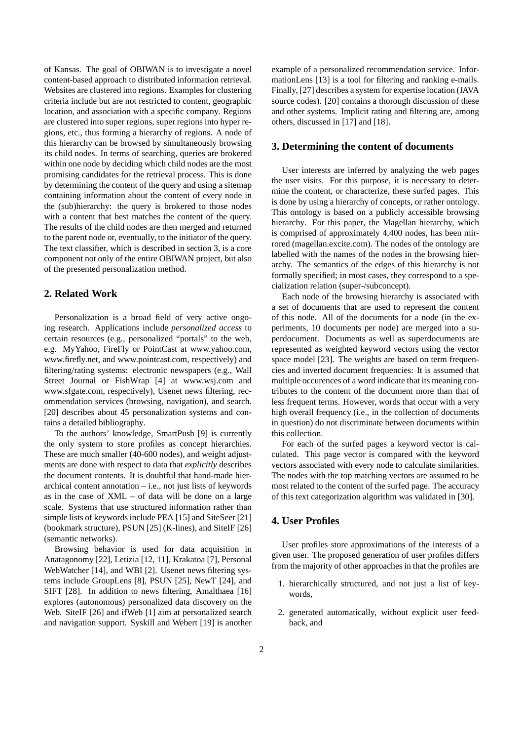of Kansas. The goal of OBIWAN is to investigate a novel content-based approach to distributed information retrieval. Websites are clustered into regions. Examples for clustering criteria include but are not restricted to content, geographic location, and association with a specific company. Regions are clustered into super regions, super regions into hyper regions, etc., thus forming a hierarchy of regions. A node of this hierarchy can be browsed by simultaneously browsing its child nodes. In terms of searching, queries are brokered within one node by deciding which child nodes are the most promising candidates for the retrieval process. This is done by determining the content of the query and using a sitemap containing information about the content of every node in the (sub)hierarchy: the query is brokered to those nodes with a content that best matches the content of the query. The results of the child nodes are then merged and returned to the parent node or, eventually, to the initiator of the query. The text classifier, which is described in section 3, is a core component not only of the entire OBIWAN project, but also of the presented personalization method.

## 2. Related Work

Personalization is a broad field of very active ongoing research. Applications include *personalized access* to certain resources (e.g., personalized "portals" to the web, e.g. MyYahoo, FireFly or PointCast at www.yahoo.com, www.firefly.net, and www.pointcast.com, respectively) and filtering/rating systems: electronic newspapers (e.g., Wall Street Journal or FishWrap [4] at www.wsj.com and www.sfgate.com, respectively), Usenet news filtering, recommendation services (browsing, navigation), and search. [20] describes about 45 personalization systems and contains a detailed bibliography.

To the authors' knowledge, SmartPush [9] is currently the only system to store profiles as concept hierarchies. These are much smaller (40-600 nodes), and weight adjustments are done with respect to data that *explicitly* describes the document contents. It is doubtful that hand-made hierarchical content annotation – i.e., not just lists of keywords as in the case of XML – of data will be done on a large scale. Systems that use structured information rather than simple lists of keywords include PEA [15] and SiteSeer [21] (bookmark structure), PSUN [25] (K-lines), and SiteIF [26] (semantic networks).

Browsing behavior is used for data acquisition in Anatagonomy [22], Letizia [12, 11], Krakatoa [7], Personal WebWatcher [14], and WBI [2]. Usenet news filtering systems include GroupLens [8], PSUN [25], NewT [24], and SIFT [28]. In addition to news filtering, Amalthaea [16] explores (autonomous) personalized data discovery on the Web. SiteIF [26] and ifWeb [1] aim at personalized search and navigation support. Syskill and Webert [19] is another example of a personalized recommendation service. InformationLens [13] is a tool for filtering and ranking e-mails. Finally, [27] describes a system for expertise location (JAVA source codes). [20] contains a thorough discussion of these and other systems. Implicit rating and filtering are, among others, discussed in [17] and [18].

## 3. Determining the content of documents

User interests are inferred by analyzing the web pages the user visits. For this purpose, it is necessary to determine the content, or characterize, these surfed pages. This is done by using a hierarchy of concepts, or rather ontology. This ontology is based on a publicly accessible browsing hierarchy. For this paper, the Magellan hierarchy, which is comprised of approximately 4,400 nodes, has been mirrored (magellan.excite.com). The nodes of the ontology are labelled with the names of the nodes in the browsing hierarchy. The semantics of the edges of this hierarchy is not formally specified; in most cases, they correspond to a specialization relation (super-/subconcept).

Each node of the browsing hierarchy is associated with a set of documents that are used to represent the content of this node. All of the documents for a node (in the experiments, 10 documents per node) are merged into a superdocument. Documents as well as superdocuments are represented as weighted keyword vectors using the vector space model [23]. The weights are based on term frequencies and inverted document frequencies: It is assumed that multiple occurences of a word indicate that its meaning contributes to the content of the document more than that of less frequent terms. However, words that occur with a very high overall frequency (i.e., in the collection of documents in question) do not discriminate between documents within this collection.

For each of the surfed pages a keyword vector is calculated. This page vector is compared with the keyword vectors associated with every node to calculate similarities. The nodes with the top matching vectors are assumed to be most related to the content of the surfed page. The accuracy of this text categorization algorithm was validated in [30].

## 4. User Profiles

User profiles store approximations of the interests of a given user. The proposed generation of user profiles differs from the majority of other approaches in that the profiles are

1. hierarchically structured, and not just a list of keywords,
2. generated automatically, without explicit user feedback, and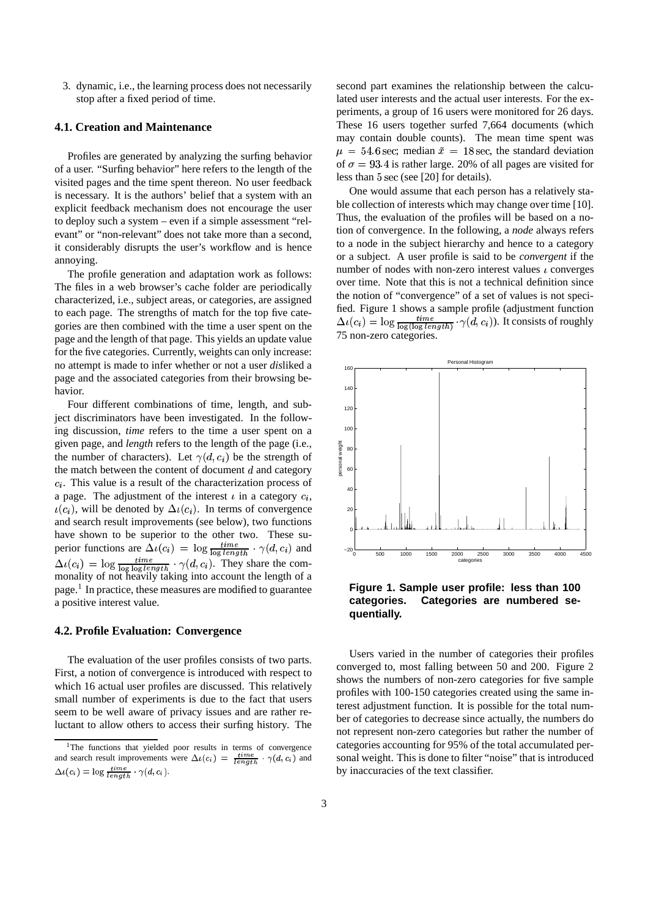3. dynamic, i.e., the learning process does not necessarily stop after a fixed period of time.

### 4.1. Creation and Maintenance

Profiles are generated by analyzing the surfing behavior of a user. "Surfing behavior" here refers to the length of the visited pages and the time spent thereon. No user feedback is necessary. It is the authors' belief that a system with an explicit feedback mechanism does not encourage the user to deploy such a system – even if a simple assessment "relevant" or "non-relevant" does not take more than a second, it considerably disrupts the user's workflow and is hence annoying.

The profile generation and adaptation work as follows: The files in a web browser's cache folder are periodically characterized, i.e., subject areas, or categories, are assigned to each page. The strengths of match for the top five categories are then combined with the time a user spent on the page and the length of that page. This yields an update value for the five categories. Currently, weights can only increase: no attempt is made to infer whether or not a user *dis*liked a page and the associated categories from their browsing behavior.

Four different combinations of time, length, and subject discriminators have been investigated. In the following discussion, *time* refers to the time a user spent on a given page, and *length* refers to the length of the page (i.e., the number of characters). Let $\gamma(d, c_i)$ be the strength of the match between the content of document $d$ and category $c_i$. This value is a result of the characterization process of a page. The adjustment of the interest $\iota$ in a category $c_i$, $\iota(c_i)$, will be denoted by $\Delta\iota(c_i)$. In terms of convergence and search result improvements (see below), two functions have shown to be superior to the other two. These superior functions are $\Delta\iota(c_i) = \log \frac{time}{\log length} \cdot \gamma(d, c_i)$ and $\Delta\iota(c_i) = \log \frac{time}{\log \log length} \cdot \gamma(d, c_i)$. They share the commonality of not heavily taking into account the length of a page.[1] In practice, these measures are modified to guarantee a positive interest value.

### 4.2. Profile Evaluation: Convergence

The evaluation of the user profiles consists of two parts. First, a notion of convergence is introduced with respect to which 16 actual user profiles are discussed. This relatively small number of experiments is due to the fact that users seem to be well aware of privacy issues and are rather reluctant to allow others to access their surfing history. The second part examines the relationship between the calculated user interests and the actual user interests. For the experiments, a group of 16 users were monitored for 26 days. These 16 users together surfed 7,664 documents (which may contain double counts). The mean time spent was $\mu = 54.6$ sec; median $\tilde{x} = 18$ sec, the standard deviation of $\sigma = 93.4$ is rather large. 20% of all pages are visited for less than 5 sec (see [20] for details).

One would assume that each person has a relatively stable collection of interests which may change over time [10]. Thus, the evaluation of the profiles will be based on a notion of convergence. In the following, a *node* always refers to a node in the subject hierarchy and hence to a category or a subject. A user profile is said to be *convergent* if the number of nodes with non-zero interest values $\iota$ converges over time. Note that this is not a technical definition since the notion of "convergence" of a set of values is not specified. Figure 1 shows a sample profile (adjustment function $\Delta\iota(c_i) = \log \frac{time}{\log(\log length)} \cdot \gamma(d, c_i)$). It consists of roughly 75 non-zero categories.

**Figure 1. Sample user profile: less than 100 categories. Categories are numbered sequentially.**

Users varied in the number of categories their profiles converged to, most falling between 50 and 200. Figure 2 shows the numbers of non-zero categories for five sample profiles with 100-150 categories created using the same interest adjustment function. It is possible for the total number of categories to decrease since actually, the numbers do not represent non-zero categories but rather the number of categories accounting for 95% of the total accumulated personal weight. This is done to filter "noise" that is introduced by inaccuracies of the text classifier.

[1] The functions that yielded poor results in terms of convergence and search result improvements were $\Delta\iota(c_i) = \frac{time}{length} \cdot \gamma(d, c_i)$ and $\Delta\iota(c_i) = \log \frac{time}{length} \cdot \gamma(d, c_i)$.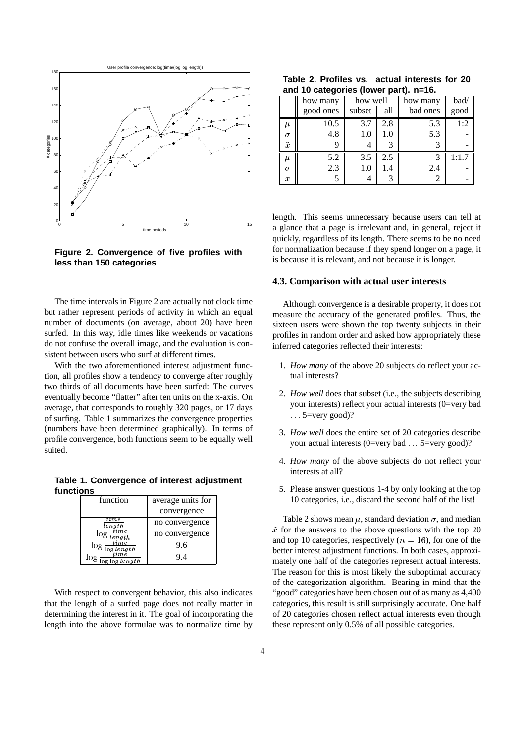**Figure 2. Convergence of five profiles with less than 150 categories**

The time intervals in Figure 2 are actually not clock time but rather represent periods of activity in which an equal number of documents (on average, about 20) have been surfed. In this way, idle times like weekends or vacations do not confuse the overall image, and the evaluation is consistent between users who surf at different times.

With the two aforementioned interest adjustment function, all profiles show a tendency to converge after roughly two thirds of all documents have been surfed: The curves eventually become "flatter" after ten units on the x-axis. On average, that corresponds to roughly 320 pages, or 17 days of surfing. Table 1 summarizes the convergence properties (numbers have been determined graphically). In terms of profile convergence, both functions seem to be equally well suited.

**Table 1. Convergence of interest adjustment functions**

| function | average units for convergence |
|---|---|
| $\frac{time}{length}$ | no convergence |
| $\log \frac{time}{length}$ | no convergence |
| $\log \frac{time}{\log length}$ | 9.6 |
| $\log \frac{time}{\log \log length}$ | 9.4 |

With respect to convergent behavior, this also indicates that the length of a surfed page does not really matter in determining the interest in it. The goal of incorporating the length into the above formulae was to normalize time by length. This seems unnecessary because users can tell at a glance that a page is irrelevant and, in general, reject it quickly, regardless of its length. There seems to be no need for normalization because if they spend longer on a page, it is because it is relevant, and not because it is longer.

**Table 2. Profiles vs. actual interests for 20 and 10 categories (lower part). n=16.**

| | how many good ones | how well subset | how well all | how many bad ones | bad/good |
|---|---|---|---|---|---|
| $\mu$ | 10.5 | 3.7 | 2.8 | 5.3 | 1:2 |
| $\sigma$ | 4.8 | 1.0 | 1.0 | 5.3 | - |
| $\tilde{x}$ | 9 | 4 | 3 | 3 | - |
| $\mu$ | 5.2 | 3.5 | 2.5 | 3 | 1:1.7 |
| $\sigma$ | 2.3 | 1.0 | 1.4 | 2.4 | - |
| $\tilde{x}$ | 5 | 4 | 3 | 2 | - |

### 4.3. Comparison with actual user interests

Although convergence is a desirable property, it does not measure the accuracy of the generated profiles. Thus, the sixteen users were shown the top twenty subjects in their profiles in random order and asked how appropriately these inferred categories reflected their interests:

1. *How many* of the above 20 subjects do reflect your actual interests?
2. *How well* does that subset (i.e., the subjects describing your interests) reflect your actual interests (0=very bad ... 5=very good)?
3. *How well* does the entire set of 20 categories describe your actual interests (0=very bad ... 5=very good)?
4. *How many* of the above subjects do not reflect your interests at all?
5. Please answer questions 1-4 by only looking at the top 10 categories, i.e., discard the second half of the list!

Table 2 shows mean $\mu$, standard deviation $\sigma$, and median $\tilde{x}$ for the answers to the above questions with the top 20 and top 10 categories, respectively ($n = 16$), for one of the better interest adjustment functions. In both cases, approximately one half of the categories represent actual interests. The reason for this is most likely the suboptimal accuracy of the categorization algorithm. Bearing in mind that the "good" categories have been chosen out of as many as 4,400 categories, this result is still surprisingly accurate. One half of 20 categories chosen reflect actual interests even though these represent only 0.5% of all possible categories.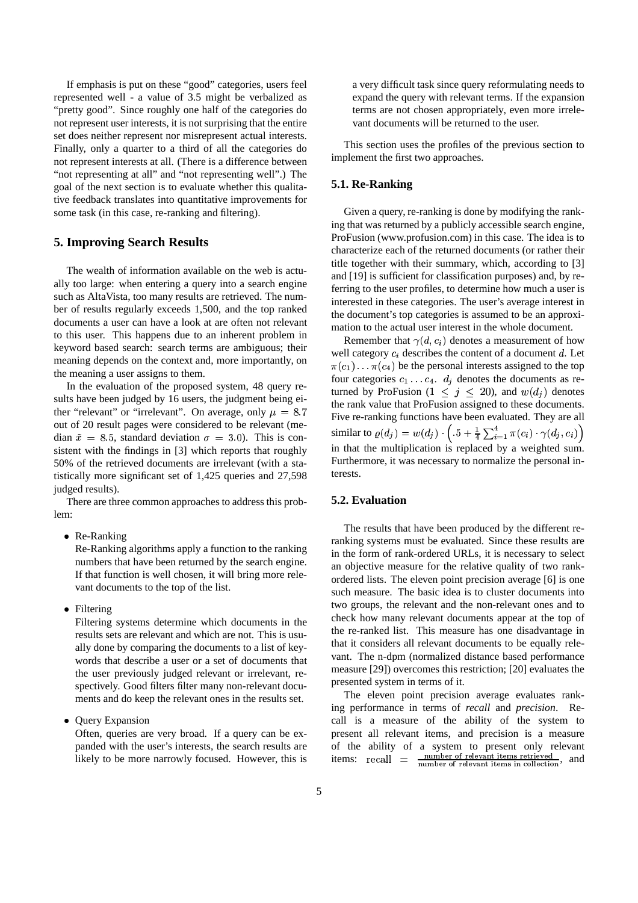If emphasis is put on these "good" categories, users feel represented well - a value of 3.5 might be verbalized as "pretty good". Since roughly one half of the categories do not represent user interests, it is not surprising that the entire set does neither represent nor misrepresent actual interests. Finally, only a quarter to a third of all the categories do not represent interests at all. (There is a difference between "not representing at all" and "not representing well".) The goal of the next section is to evaluate whether this qualitative feedback translates into quantitative improvements for some task (in this case, re-ranking and filtering).

## 5. Improving Search Results

The wealth of information available on the web is actually too large: when entering a query into a search engine such as AltaVista, too many results are retrieved. The number of results regularly exceeds 1,500, and the top ranked documents a user can have a look at are often not relevant to this user. This happens due to an inherent problem in keyword based search: search terms are ambiguous; their meaning depends on the context and, more importantly, on the meaning a user assigns to them.

In the evaluation of the proposed system, 48 query results have been judged by 16 users, the judgment being either "relevant" or "irrelevant". On average, only $\mu = 8.7$ out of 20 result pages were considered to be relevant (median $\tilde{x} = 8.5$, standard deviation $\sigma = 3.0$). This is consistent with the findings in [3] which reports that roughly 50% of the retrieved documents are irrelevant (with a statistically more significant set of 1,425 queries and 27,598 judged results).

There are three common approaches to address this problem:

- Re-Ranking
  Re-Ranking algorithms apply a function to the ranking numbers that have been returned by the search engine. If that function is well chosen, it will bring more relevant documents to the top of the list.
- Filtering
  Filtering systems determine which documents in the results sets are relevant and which are not. This is usually done by comparing the documents to a list of keywords that describe a user or a set of documents that the user previously judged relevant or irrelevant, respectively. Good filters filter many non-relevant documents and do keep the relevant ones in the results set.
- Query Expansion
  Often, queries are very broad. If a query can be expanded with the user's interests, the search results are likely to be more narrowly focused. However, this is a very difficult task since query reformulating needs to expand the query with relevant terms. If the expansion terms are not chosen appropriately, even more irrelevant documents will be returned to the user.

This section uses the profiles of the previous section to implement the first two approaches.

### 5.1. Re-Ranking

Given a query, re-ranking is done by modifying the ranking that was returned by a publicly accessible search engine, ProFusion (www.profusion.com) in this case. The idea is to characterize each of the returned documents (or rather their title together with their summary, which, according to [3] and [19] is sufficient for classification purposes) and, by referring to the user profiles, to determine how much a user is interested in these categories. The user's average interest in the document's top categories is assumed to be an approximation to the actual user interest in the whole document.

Remember that $\gamma(d, c_i)$ denotes a measurement of how well category $c_i$ describes the content of a document $d$. Let $\pi(c_1) \dots \pi(c_4)$ be the personal interests assigned to the top four categories $c_1 \dots c_4$. $d_j$ denotes the documents as returned by ProFusion ($1 \leq j \leq 20$), and $w(d_j)$ denotes the rank value that ProFusion assigned to these documents. Five re-ranking functions have been evaluated. They are all similar to $\varrho(d_j) = w(d_j) \cdot \left( .5 + \frac{1}{4} \sum_{i=1}^{4} \pi(c_i) \cdot \gamma(d_j, c_i) \right)$ in that the multiplication is replaced by a weighted sum. Furthermore, it was necessary to normalize the personal interests.

### 5.2. Evaluation

The results that have been produced by the different re-ranking systems must be evaluated. Since these results are in the form of rank-ordered URLs, it is necessary to select an objective measure for the relative quality of two rank-ordered lists. The eleven point precision average [6] is one such measure. The basic idea is to cluster documents into two groups, the relevant and the non-relevant ones and to check how many relevant documents appear at the top of the re-ranked list. This measure has one disadvantage in that it considers all relevant documents to be equally relevant. The n-dpm (normalized distance based performance measure [29]) overcomes this restriction; [20] evaluates the presented system in terms of it.

The eleven point precision average evaluates ranking performance in terms of *recall* and *precision*. Recall is a measure of the ability of the system to present all relevant items, and precision is a measure of the ability of a system to present only relevant items: $\text{recall} = \frac{\text{number of relevant items retrieved}}{\text{number of relevant items in collection}}$, and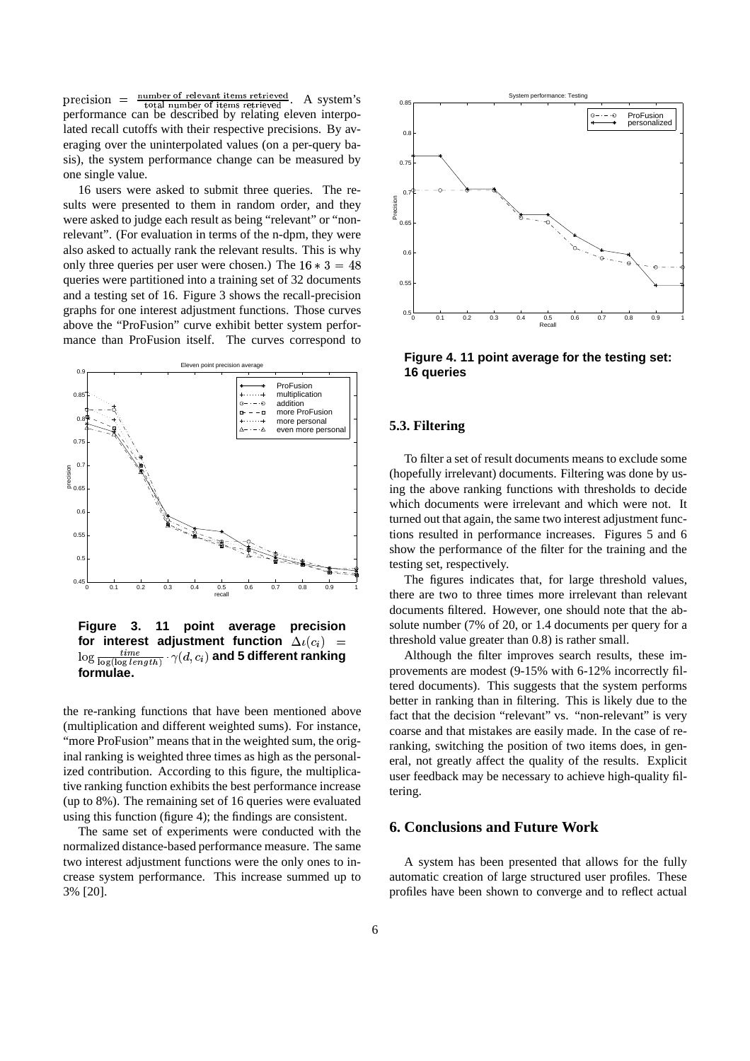$\text{precision} = \frac{\text{number of relevant items retrieved}}{\text{total number of items retrieved}}$. A system's performance can be described by relating eleven interpolated recall cutoffs with their respective precisions. By averaging over the uninterpolated values (on a per-query basis), the system performance change can be measured by one single value.

16 users were asked to submit three queries. The results were presented to them in random order, and they were asked to judge each result as being "relevant" or "non-relevant". (For evaluation in terms of the n-dpm, they were also asked to actually rank the relevant results. This is why only three queries per user were chosen.) The $16 * 3 = 48$ queries were partitioned into a training set of 32 documents and a testing set of 16. Figure 3 shows the recall-precision graphs for one interest adjustment functions. Those curves above the "ProFusion" curve exhibit better system performance than ProFusion itself. The curves correspond to the re-ranking functions that have been mentioned above (multiplication and different weighted sums). For instance, "more ProFusion" means that in the weighted sum, the original ranking is weighted three times as high as the personalized contribution. According to this figure, the multiplicative ranking function exhibits the best performance increase (up to 8%). The remaining set of 16 queries were evaluated using this function (figure 4); the findings are consistent.

**Figure 3. 11 point average precision for interest adjustment function $\Delta\iota(c_i) = \log \frac{time}{\log(\log length)} \cdot \gamma(d, c_i)$ and 5 different ranking formulae.**

The same set of experiments were conducted with the normalized distance-based performance measure. The same two interest adjustment functions were the only ones to increase system performance. This increase summed up to 3% [20].

**Figure 4. 11 point average for the testing set: 16 queries**

### 5.3. Filtering

To filter a set of result documents means to exclude some (hopefully irrelevant) documents. Filtering was done by using the above ranking functions with thresholds to decide which documents were irrelevant and which were not. It turned out that again, the same two interest adjustment functions resulted in performance increases. Figures 5 and 6 show the performance of the filter for the training and the testing set, respectively.

The figures indicates that, for large threshold values, there are two to three times more irrelevant than relevant documents filtered. However, one should note that the absolute number (7% of 20, or 1.4 documents per query for a threshold value greater than 0.8) is rather small.

Although the filter improves search results, these improvements are modest (9-15% with 6-12% incorrectly filtered documents). This suggests that the system performs better in ranking than in filtering. This is likely due to the fact that the decision "relevant" vs. "non-relevant" is very coarse and that mistakes are easily made. In the case of re-ranking, switching the position of two items does, in general, not greatly affect the quality of the results. Explicit user feedback may be necessary to achieve high-quality filtering.

## 6. Conclusions and Future Work

A system has been presented that allows for the fully automatic creation of large structured user profiles. These profiles have been shown to converge and to reflect actual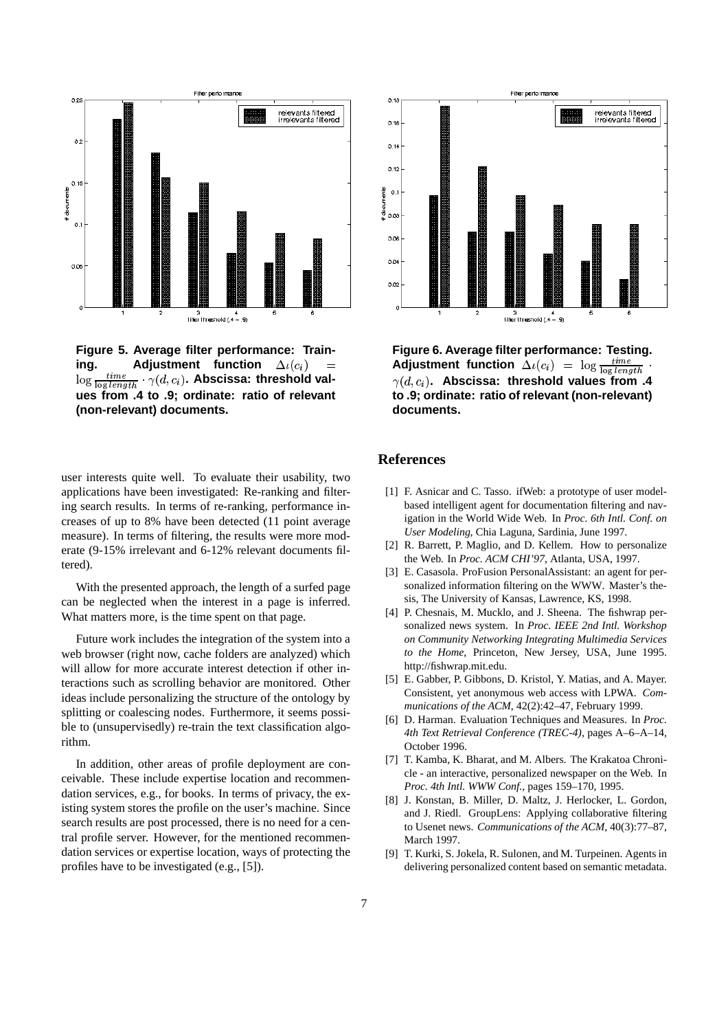Figure 5. Average filter performance: Training. Adjustment function $\Delta_\iota(c_i) = \log \frac{time}{\log length} \cdot \gamma(d, c_i)$. Abscissa: threshold values from .4 to .9; ordinate: ratio of relevant (non-relevant) documents.

Figure 6. Average filter performance: Testing. Adjustment function $\Delta_\iota(c_i) = \log \frac{time}{\log length} \cdot \gamma(d, c_i)$. Abscissa: threshold values from .4 to .9; ordinate: ratio of relevant (non-relevant) documents.

user interests quite well. To evaluate their usability, two applications have been investigated: Re-ranking and filtering search results. In terms of re-ranking, performance increases of up to 8% have been detected (11 point average measure). In terms of filtering, the results were more moderate (9-15% irrelevant and 6-12% relevant documents filtered).

With the presented approach, the length of a surfed page can be neglected when the interest in a page is inferred. What matters more, is the time spent on that page.

Future work includes the integration of the system into a web browser (right now, cache folders are analyzed) which will allow for more accurate interest detection if other interactions such as scrolling behavior are monitored. Other ideas include personalizing the structure of the ontology by splitting or coalescing nodes. Furthermore, it seems possible to (unsupervisedly) re-train the text classification algorithm.

In addition, other areas of profile deployment are conceivable. These include expertise location and recommendation services, e.g., for books. In terms of privacy, the existing system stores the profile on the user's machine. Since search results are post processed, there is no need for a central profile server. However, for the mentioned recommendation services or expertise location, ways of protecting the profiles have to be investigated (e.g., [5]).

## References

[1] F. Asnicar and C. Tasso. ifWeb: a prototype of user model-based intelligent agent for documentation filtering and navigation in the World Wide Web. In *Proc. 6th Intl. Conf. on User Modeling*, Chia Laguna, Sardinia, June 1997.

[2] R. Barrett, P. Maglio, and D. Kellem. How to personalize the Web. In *Proc. ACM CHI'97*, Atlanta, USA, 1997.

[3] E. Casasola. ProFusion PersonalAssistant: an agent for personalized information filtering on the WWW. Master's thesis, The University of Kansas, Lawrence, KS, 1998.

[4] P. Chesnais, M. Mucklo, and J. Sheena. The fishwrap personalized news system. In *Proc. IEEE 2nd Intl. Workshop on Community Networking Integrating Multimedia Services to the Home*, Princeton, New Jersey, USA, June 1995. http://fishwrap.mit.edu.

[5] E. Gabber, P. Gibbons, D. Kristol, Y. Matias, and A. Mayer. Consistent, yet anonymous web access with LPWA. *Communications of the ACM*, 42(2):42–47, February 1999.

[6] D. Harman. Evaluation Techniques and Measures. In *Proc. 4th Text Retrieval Conference (TREC-4)*, pages A–6–A–14, October 1996.

[7] T. Kamba, K. Bharat, and M. Albers. The Krakatoa Chronicle - an interactive, personalized newspaper on the Web. In *Proc. 4th Intl. WWW Conf.*, pages 159–170, 1995.

[8] J. Konstan, B. Miller, D. Maltz, J. Herlocker, L. Gordon, and J. Riedl. GroupLens: Applying collaborative filtering to Usenet news. *Communications of the ACM*, 40(3):77–87, March 1997.

[9] T. Kurki, S. Jokela, R. Sulonen, and M. Turpeinen. Agents in delivering personalized content based on semantic metadata.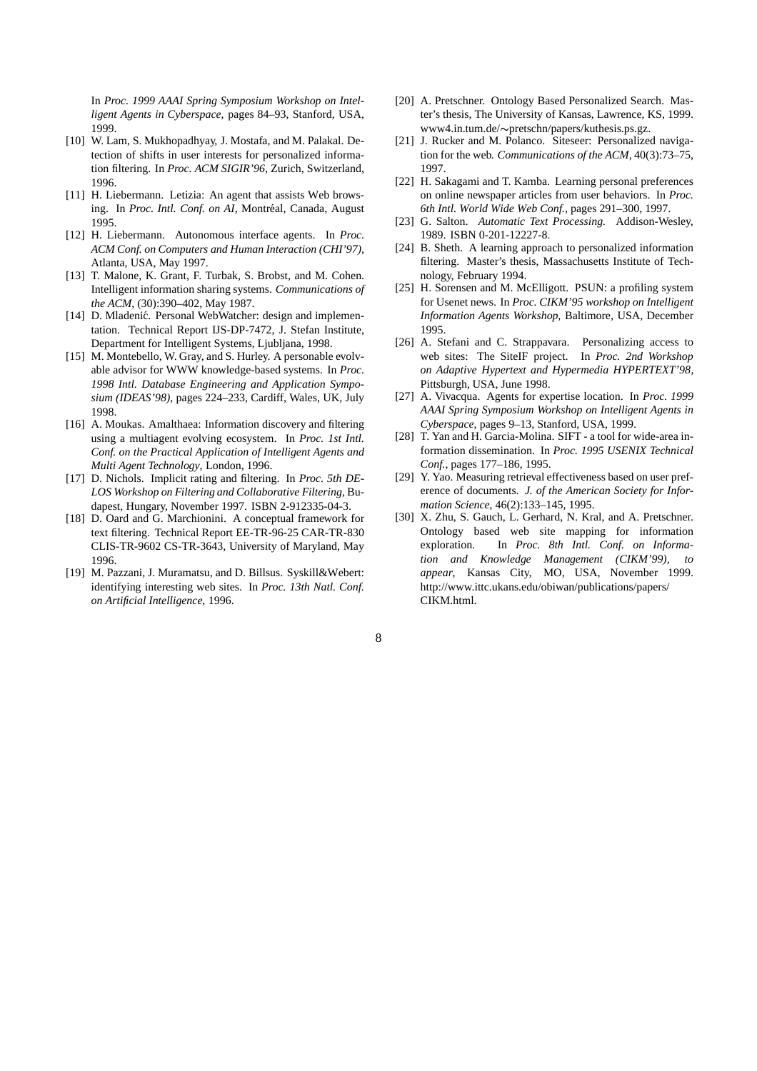In *Proc. 1999 AAAI Spring Symposium Workshop on Intelligent Agents in Cyberspace*, pages 84–93, Stanford, USA, 1999.

[10] W. Lam, S. Mukhopadhyay, J. Mostafa, and M. Palakal. Detection of shifts in user interests for personalized information filtering. In *Proc. ACM SIGIR'96*, Zurich, Switzerland, 1996.

[11] H. Liebermann. Letizia: An agent that assists Web browsing. In *Proc. Intl. Conf. on AI*, Montréal, Canada, August 1995.

[12] H. Liebermann. Autonomous interface agents. In *Proc. ACM Conf. on Computers and Human Interaction (CHI'97)*, Atlanta, USA, May 1997.

[13] T. Malone, K. Grant, F. Turbak, S. Brobst, and M. Cohen. Intelligent information sharing systems. *Communications of the ACM*, (30):390–402, May 1987.

[14] D. Mladenić. Personal WebWatcher: design and implementation. Technical Report IJS-DP-7472, J. Stefan Institute, Department for Intelligent Systems, Ljubljana, 1998.

[15] M. Montebello, W. Gray, and S. Hurley. A personable evolvable advisor for WWW knowledge-based systems. In *Proc. 1998 Intl. Database Engineering and Application Symposium (IDEAS'98)*, pages 224–233, Cardiff, Wales, UK, July 1998.

[16] A. Moukas. Amalthaea: Information discovery and filtering using a multiagent evolving ecosystem. In *Proc. 1st Intl. Conf. on the Practical Application of Intelligent Agents and Multi Agent Technology*, London, 1996.

[17] D. Nichols. Implicit rating and filtering. In *Proc. 5th DELOS Workshop on Filtering and Collaborative Filtering*, Budapest, Hungary, November 1997. ISBN 2-912335-04-3.

[18] D. Oard and G. Marchionini. A conceptual framework for text filtering. Technical Report EE-TR-96-25 CAR-TR-830 CLIS-TR-9602 CS-TR-3643, University of Maryland, May 1996.

[19] M. Pazzani, J. Muramatsu, and D. Billsus. Syskill&Webert: identifying interesting web sites. In *Proc. 13th Natl. Conf. on Artificial Intelligence*, 1996.

[20] A. Pretschner. Ontology Based Personalized Search. Master's thesis, The University of Kansas, Lawrence, KS, 1999. www4.in.tum.de/∼pretschn/papers/kuthesis.ps.gz.

[21] J. Rucker and M. Polanco. Siteseer: Personalized navigation for the web. *Communications of the ACM*, 40(3):73–75, 1997.

[22] H. Sakagami and T. Kamba. Learning personal preferences on online newspaper articles from user behaviors. In *Proc. 6th Intl. World Wide Web Conf.*, pages 291–300, 1997.

[23] G. Salton. *Automatic Text Processing*. Addison-Wesley, 1989. ISBN 0-201-12227-8.

[24] B. Sheth. A learning approach to personalized information filtering. Master's thesis, Massachusetts Institute of Technology, February 1994.

[25] H. Sorensen and M. McElligott. PSUN: a profiling system for Usenet news. In *Proc. CIKM'95 workshop on Intelligent Information Agents Workshop*, Baltimore, USA, December 1995.

[26] A. Stefani and C. Strappavara. Personalizing access to web sites: The SiteIF project. In *Proc. 2nd Workshop on Adaptive Hypertext and Hypermedia HYPERTEXT'98*, Pittsburgh, USA, June 1998.

[27] A. Vivacqua. Agents for expertise location. In *Proc. 1999 AAAI Spring Symposium Workshop on Intelligent Agents in Cyberspace*, pages 9–13, Stanford, USA, 1999.

[28] T. Yan and H. Garcia-Molina. SIFT - a tool for wide-area information dissemination. In *Proc. 1995 USENIX Technical Conf.*, pages 177–186, 1995.

[29] Y. Yao. Measuring retrieval effectiveness based on user preference of documents. *J. of the American Society for Information Science*, 46(2):133–145, 1995.

[30] X. Zhu, S. Gauch, L. Gerhard, N. Kral, and A. Pretschner. Ontology based web site mapping for information exploration. In *Proc. 8th Intl. Conf. on Information and Knowledge Management (CIKM'99), to appear*, Kansas City, MO, USA, November 1999. http://www.ittc.ukans.edu/obiwan/publications/papers/CIKM.html.